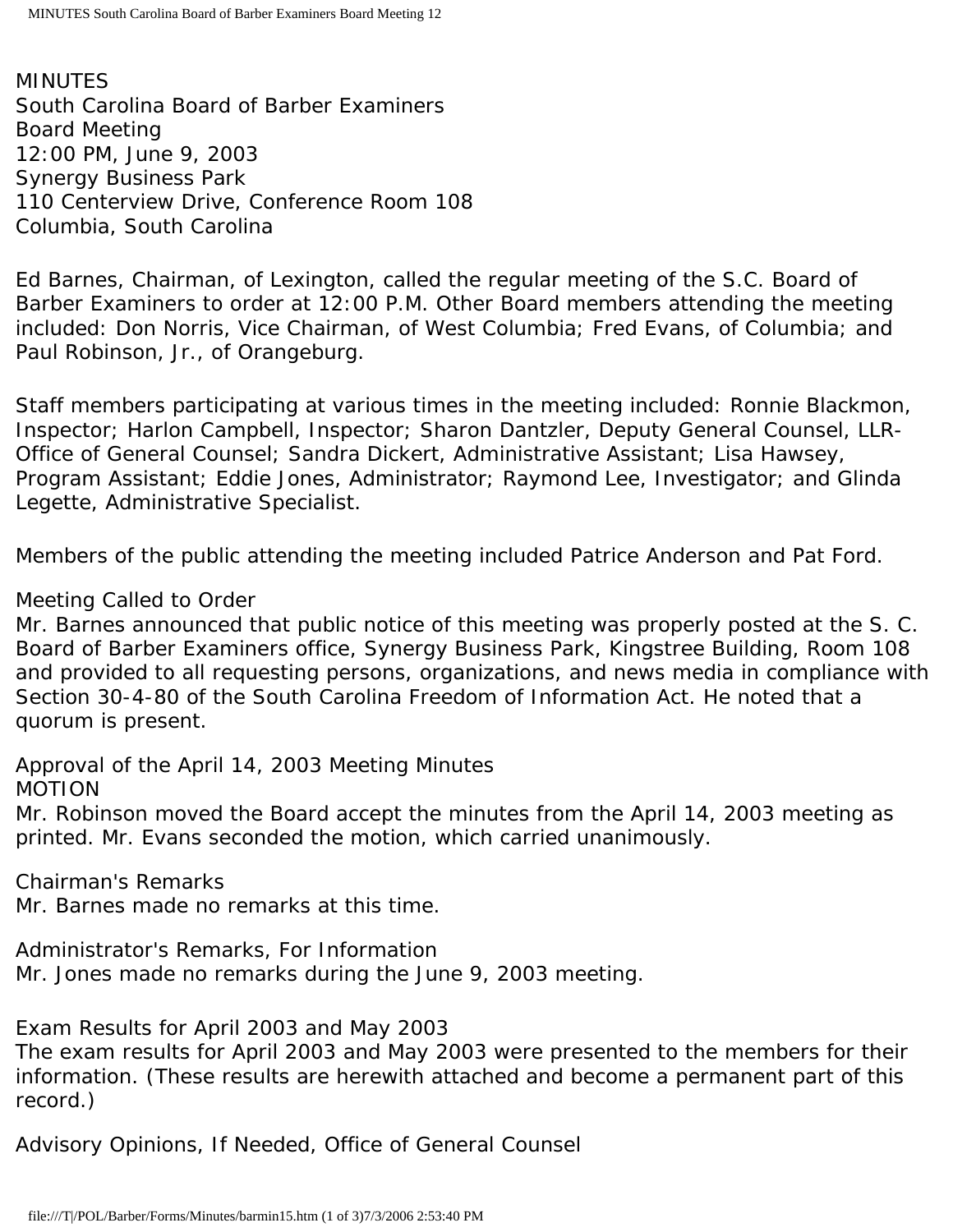MINUTES
South Carolina Board of Barber Examiners
Board Meeting
12:00 PM, June 9, 2003
Synergy Business Park
110 Centerview Drive, Conference Room 108
Columbia, South Carolina

Ed Barnes, Chairman, of Lexington, called the regular meeting of the S.C. Board of Barber Examiners to order at 12:00 P.M. Other Board members attending the meeting included: Don Norris, Vice Chairman, of West Columbia; Fred Evans, of Columbia; and Paul Robinson, Jr., of Orangeburg.

Staff members participating at various times in the meeting included: Ronnie Blackmon, Inspector; Harlon Campbell, Inspector; Sharon Dantzler, Deputy General Counsel, LLR-Office of General Counsel; Sandra Dickert, Administrative Assistant; Lisa Hawsey, Program Assistant; Eddie Jones, Administrator; Raymond Lee, Investigator; and Glinda Legette, Administrative Specialist.

Members of the public attending the meeting included Patrice Anderson and Pat Ford.

Meeting Called to Order
Mr. Barnes announced that public notice of this meeting was properly posted at the S. C. Board of Barber Examiners office, Synergy Business Park, Kingstree Building, Room 108 and provided to all requesting persons, organizations, and news media in compliance with Section 30-4-80 of the South Carolina Freedom of Information Act. He noted that a quorum is present.

Approval of the April 14, 2003 Meeting Minutes
MOTION
Mr. Robinson moved the Board accept the minutes from the April 14, 2003 meeting as printed. Mr. Evans seconded the motion, which carried unanimously.

Chairman's Remarks
Mr. Barnes made no remarks at this time.

Administrator's Remarks, For Information
Mr. Jones made no remarks during the June 9, 2003 meeting.

Exam Results for April 2003 and May 2003
The exam results for April 2003 and May 2003 were presented to the members for their information. (These results are herewith attached and become a permanent part of this record.)

Advisory Opinions, If Needed, Office of General Counsel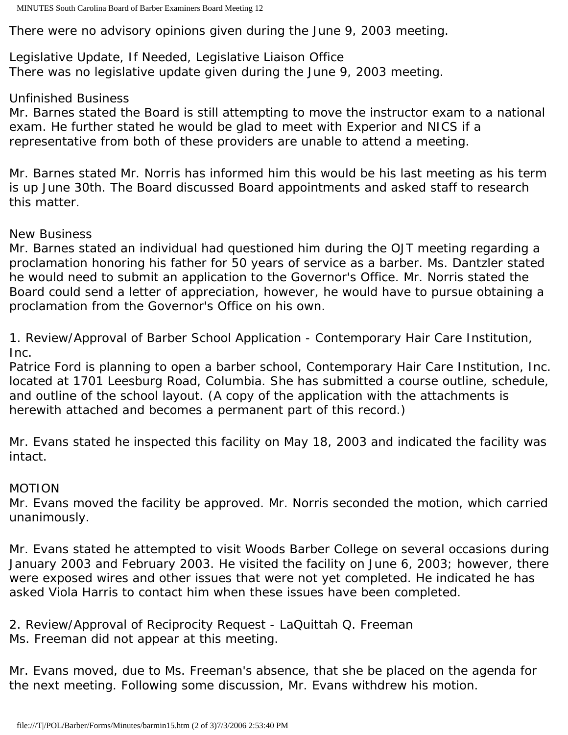There were no advisory opinions given during the June 9, 2003 meeting.

Legislative Update, If Needed, Legislative Liaison Office
There was no legislative update given during the June 9, 2003 meeting.

Unfinished Business
Mr. Barnes stated the Board is still attempting to move the instructor exam to a national exam. He further stated he would be glad to meet with Experior and NICS if a representative from both of these providers are unable to attend a meeting.

Mr. Barnes stated Mr. Norris has informed him this would be his last meeting as his term is up June 30th. The Board discussed Board appointments and asked staff to research this matter.

New Business
Mr. Barnes stated an individual had questioned him during the OJT meeting regarding a proclamation honoring his father for 50 years of service as a barber. Ms. Dantzler stated he would need to submit an application to the Governor's Office. Mr. Norris stated the Board could send a letter of appreciation, however, he would have to pursue obtaining a proclamation from the Governor's Office on his own.

1. Review/Approval of Barber School Application - Contemporary Hair Care Institution, Inc.
Patrice Ford is planning to open a barber school, Contemporary Hair Care Institution, Inc. located at 1701 Leesburg Road, Columbia. She has submitted a course outline, schedule, and outline of the school layout. (A copy of the application with the attachments is herewith attached and becomes a permanent part of this record.)

Mr. Evans stated he inspected this facility on May 18, 2003 and indicated the facility was intact.

MOTION
Mr. Evans moved the facility be approved. Mr. Norris seconded the motion, which carried unanimously.

Mr. Evans stated he attempted to visit Woods Barber College on several occasions during January 2003 and February 2003. He visited the facility on June 6, 2003; however, there were exposed wires and other issues that were not yet completed. He indicated he has asked Viola Harris to contact him when these issues have been completed.

2. Review/Approval of Reciprocity Request - LaQuittah Q. Freeman
Ms. Freeman did not appear at this meeting.

Mr. Evans moved, due to Ms. Freeman's absence, that she be placed on the agenda for the next meeting. Following some discussion, Mr. Evans withdrew his motion.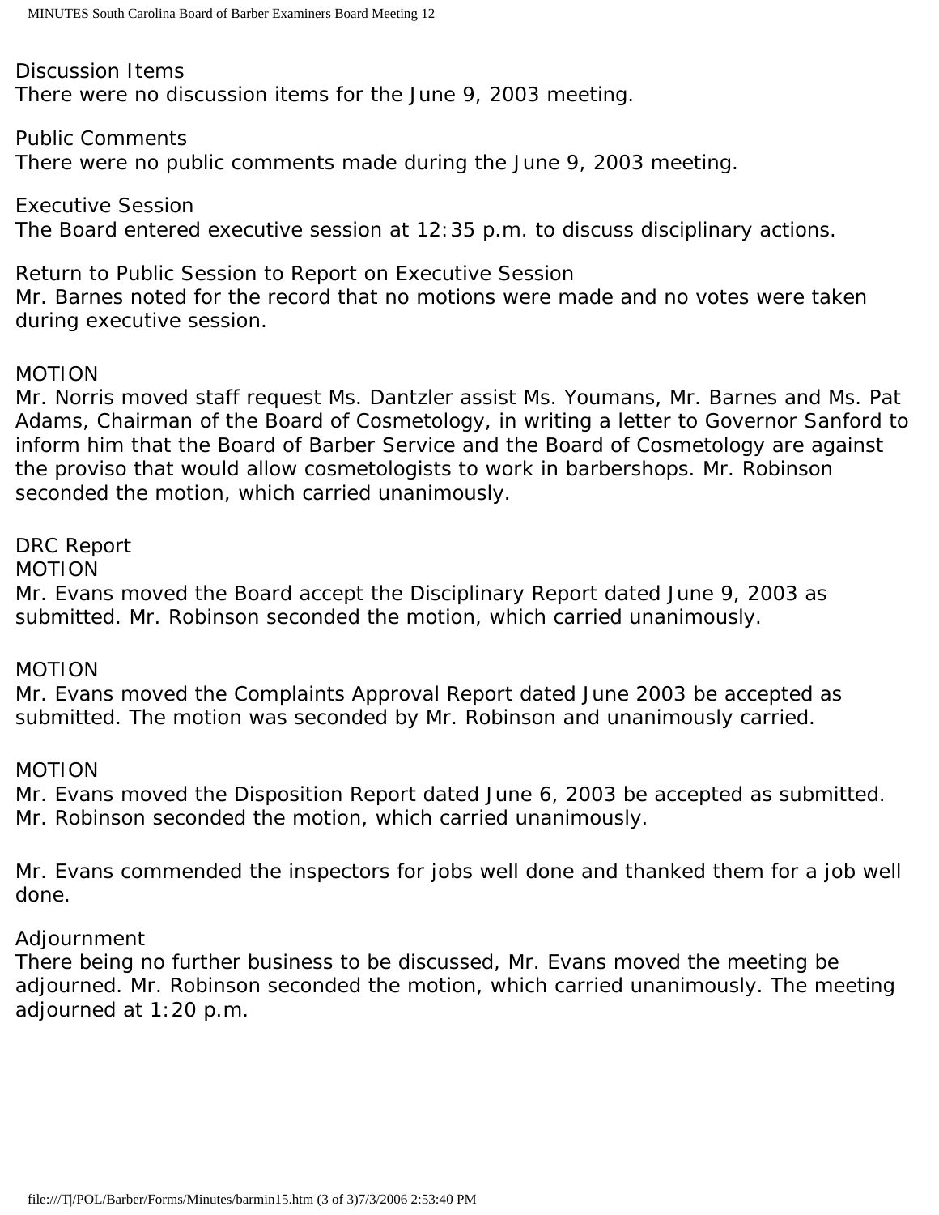## Discussion Items

There were no discussion items for the June 9, 2003 meeting.

## Public Comments

There were no public comments made during the June 9, 2003 meeting.

## Executive Session

The Board entered executive session at 12:35 p.m. to discuss disciplinary actions.

## Return to Public Session to Report on Executive Session

Mr. Barnes noted for the record that no motions were made and no votes were taken during executive session.

**MOTION**

Mr. Norris moved staff request Ms. Dantzler assist Ms. Youmans, Mr. Barnes and Ms. Pat Adams, Chairman of the Board of Cosmetology, in writing a letter to Governor Sanford to inform him that the Board of Barber Service and the Board of Cosmetology are against the proviso that would allow cosmetologists to work in barbershops. Mr. Robinson seconded the motion, which carried unanimously.

## DRC Report

**MOTION**

Mr. Evans moved the Board accept the Disciplinary Report dated June 9, 2003 as submitted. Mr. Robinson seconded the motion, which carried unanimously.

**MOTION**

Mr. Evans moved the Complaints Approval Report dated June 2003 be accepted as submitted. The motion was seconded by Mr. Robinson and unanimously carried.

**MOTION**

Mr. Evans moved the Disposition Report dated June 6, 2003 be accepted as submitted. Mr. Robinson seconded the motion, which carried unanimously.

Mr. Evans commended the inspectors for jobs well done and thanked them for a job well done.

## Adjournment

There being no further business to be discussed, Mr. Evans moved the meeting be adjourned. Mr. Robinson seconded the motion, which carried unanimously. The meeting adjourned at 1:20 p.m.